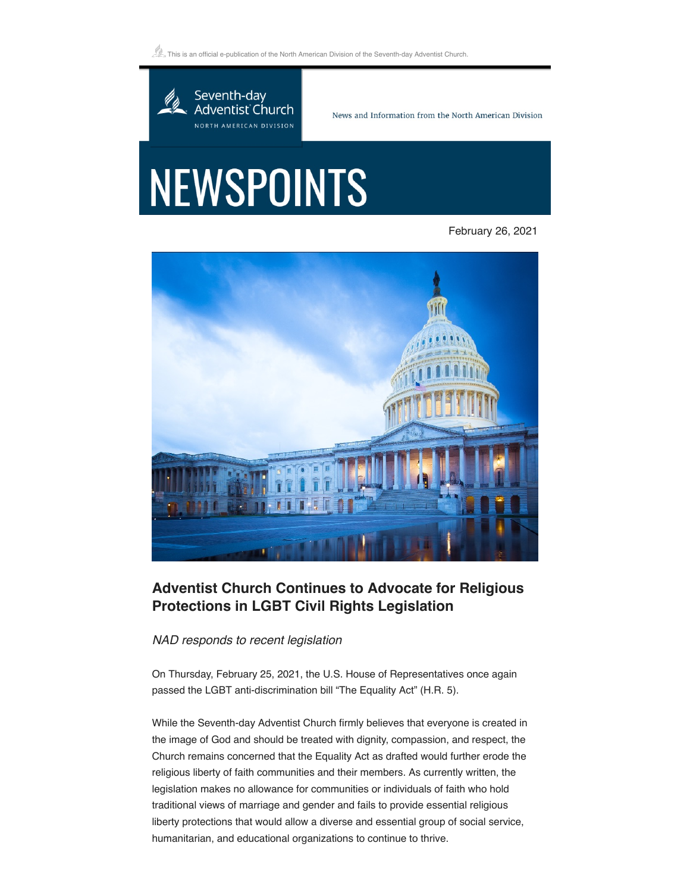This is an official e-publication of the North American Division of the Seventh-day Adventist Church.

Seventh-day Adventist Church
NORTH AMERICAN DIVISION

News and Information from the North American Division

# NEWSPOINTS

February 26, 2021

## Adventist Church Continues to Advocate for Religious Protections in LGBT Civil Rights Legislation

*NAD responds to recent legislation*

On Thursday, February 25, 2021, the U.S. House of Representatives once again passed the LGBT anti-discrimination bill "The Equality Act" (H.R. 5).

While the Seventh-day Adventist Church firmly believes that everyone is created in the image of God and should be treated with dignity, compassion, and respect, the Church remains concerned that the Equality Act as drafted would further erode the religious liberty of faith communities and their members. As currently written, the legislation makes no allowance for communities or individuals of faith who hold traditional views of marriage and gender and fails to provide essential religious liberty protections that would allow a diverse and essential group of social service, humanitarian, and educational organizations to continue to thrive.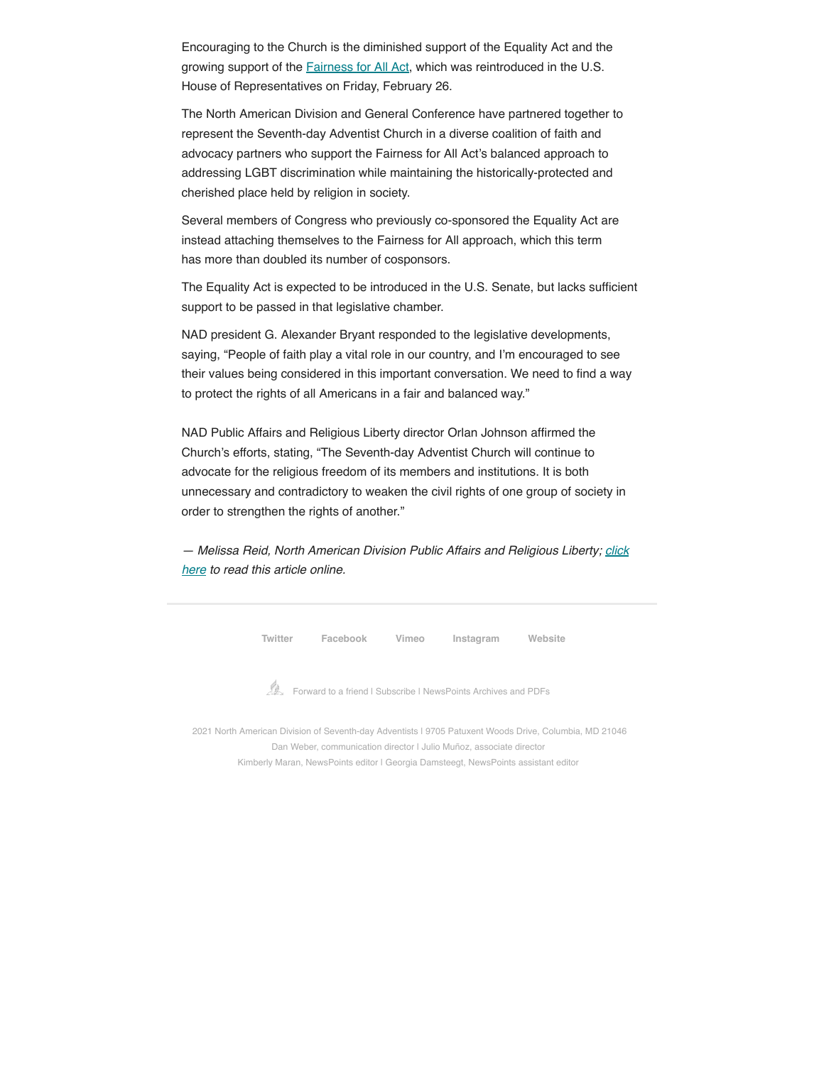Encouraging to the Church is the diminished support of the Equality Act and the growing support of the Fairness for All Act, which was reintroduced in the U.S. House of Representatives on Friday, February 26.

The North American Division and General Conference have partnered together to represent the Seventh-day Adventist Church in a diverse coalition of faith and advocacy partners who support the Fairness for All Act's balanced approach to addressing LGBT discrimination while maintaining the historically-protected and cherished place held by religion in society.

Several members of Congress who previously co-sponsored the Equality Act are instead attaching themselves to the Fairness for All approach, which this term has more than doubled its number of cosponsors.

The Equality Act is expected to be introduced in the U.S. Senate, but lacks sufficient support to be passed in that legislative chamber.

NAD president G. Alexander Bryant responded to the legislative developments, saying, "People of faith play a vital role in our country, and I'm encouraged to see their values being considered in this important conversation. We need to find a way to protect the rights of all Americans in a fair and balanced way."

NAD Public Affairs and Religious Liberty director Orlan Johnson affirmed the Church's efforts, stating, "The Seventh-day Adventist Church will continue to advocate for the religious freedom of its members and institutions. It is both unnecessary and contradictory to weaken the civil rights of one group of society in order to strengthen the rights of another."

*— Melissa Reid, North American Division Public Affairs and Religious Liberty; click here to read this article online.*

Twitter Facebook Vimeo Instagram Website

Forward to a friend | Subscribe | NewsPoints Archives and PDFs

2021 North American Division of Seventh-day Adventists | 9705 Patuxent Woods Drive, Columbia, MD 21046
Dan Weber, communication director | Julio Muñoz, associate director
Kimberly Maran, NewsPoints editor | Georgia Damsteegt, NewsPoints assistant editor